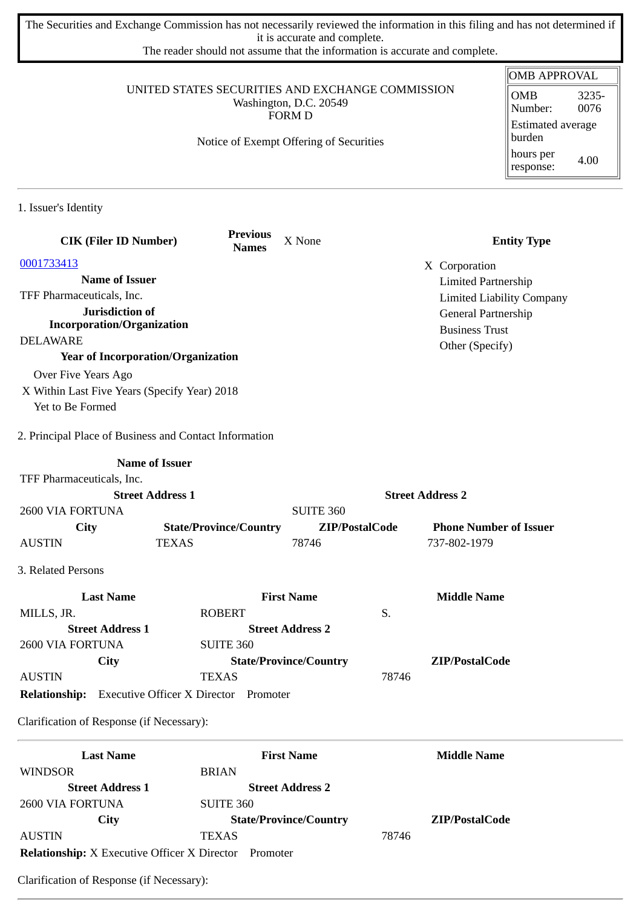The Securities and Exchange Commission has not necessarily reviewed the information in this filing and has not determined if it is accurate and complete.
The reader should not assume that the information is accurate and complete.

| OMB APPROVAL | |
|---|---|
| OMB Number: | 3235-0076 |
| Estimated average burden | |
| hours per response: | 4.00 |

UNITED STATES SECURITIES AND EXCHANGE COMMISSION
Washington, D.C. 20549
FORM D

Notice of Exempt Offering of Securities

## 1. Issuer's Identity

| CIK (Filer ID Number) | Previous Names | X None | Entity Type |
|---|---|---|---|
| 0001733413 | | | X Corporation |

**Name of Issuer**
TFF Pharmaceuticals, Inc.

**Jurisdiction of Incorporation/Organization**
DELAWARE

**Year of Incorporation/Organization**
- Over Five Years Ago
- X Within Last Five Years (Specify Year) 2018
- Yet to Be Formed

**Entity Type**
- X Corporation
- Limited Partnership
- Limited Liability Company
- General Partnership
- Business Trust
- Other (Specify)

## 2. Principal Place of Business and Contact Information

**Name of Issuer**
TFF Pharmaceuticals, Inc.

| Street Address 1 | | Street Address 2 | |
|---|---|---|---|
| 2600 VIA FORTUNA | | SUITE 360 | |
| **City** | **State/Province/Country** | **ZIP/PostalCode** | **Phone Number of Issuer** |
| AUSTIN | TEXAS | 78746 | 737-802-1979 |

## 3. Related Persons

| Last Name | First Name | Middle Name |
|---|---|---|
| MILLS, JR. | ROBERT | S. |
| **Street Address 1** | **Street Address 2** | |
| 2600 VIA FORTUNA | SUITE 360 | |
| **City** | **State/Province/Country** | **ZIP/PostalCode** |
| AUSTIN | TEXAS | 78746 |

**Relationship:** Executive Officer X Director Promoter

Clarification of Response (if Necessary):

---

| Last Name | First Name | Middle Name |
|---|---|---|
| WINDSOR | BRIAN | |
| **Street Address 1** | **Street Address 2** | |
| 2600 VIA FORTUNA | SUITE 360 | |
| **City** | **State/Province/Country** | **ZIP/PostalCode** |
| AUSTIN | TEXAS | 78746 |

**Relationship:** X Executive Officer X Director Promoter

Clarification of Response (if Necessary):

---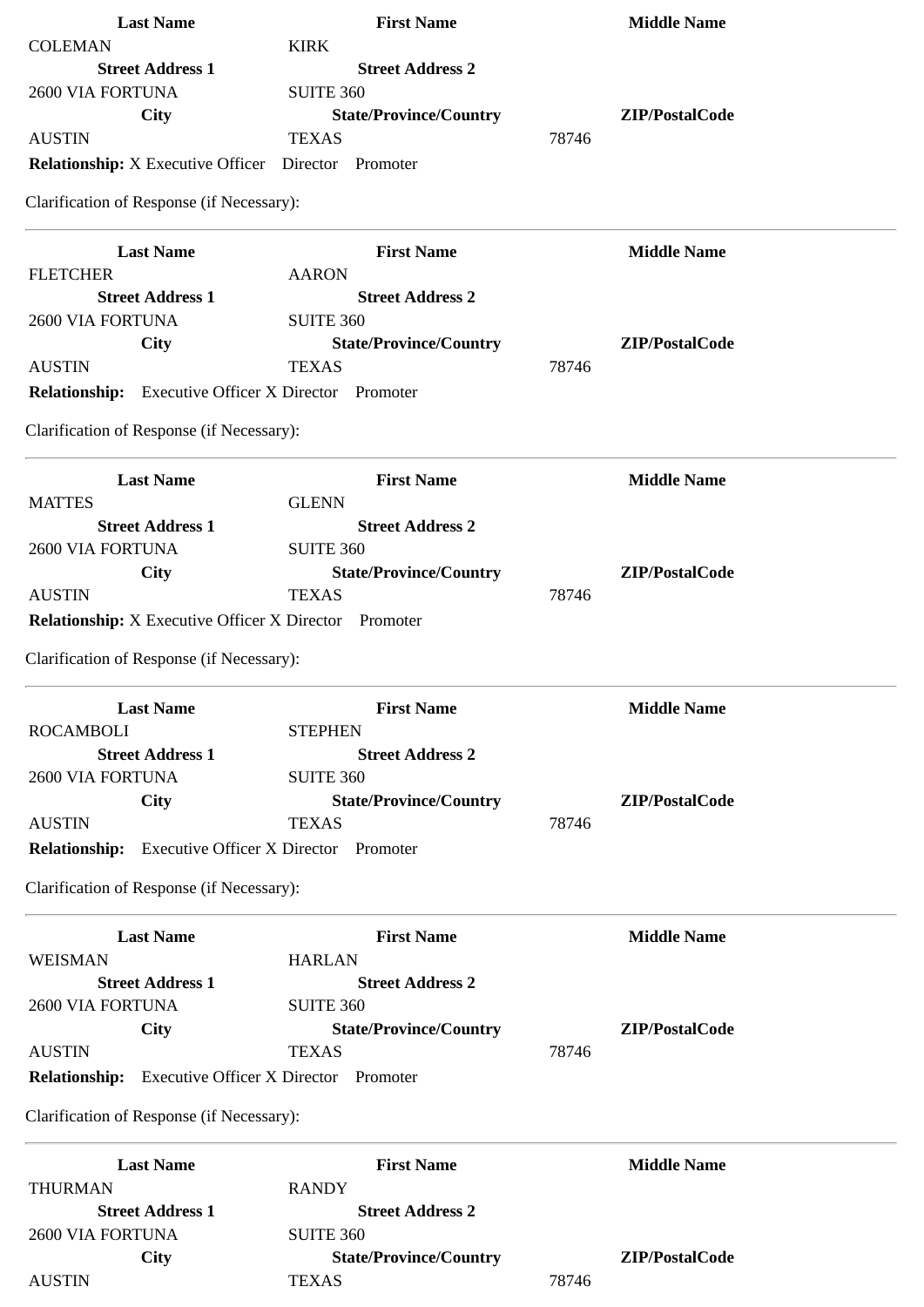| Last Name | First Name | Middle Name |
|---|---|---|
| COLEMAN | KIRK | |
| **Street Address 1** | **Street Address 2** | |
| 2600 VIA FORTUNA | SUITE 360 | |
| **City** | **State/Province/Country** | **ZIP/PostalCode** |
| AUSTIN | TEXAS | 78746 |

**Relationship:** X Executive Officer Director Promoter

Clarification of Response (if Necessary):

---

| Last Name | First Name | Middle Name |
|---|---|---|
| FLETCHER | AARON | |
| **Street Address 1** | **Street Address 2** | |
| 2600 VIA FORTUNA | SUITE 360 | |
| **City** | **State/Province/Country** | **ZIP/PostalCode** |
| AUSTIN | TEXAS | 78746 |

**Relationship:** Executive Officer X Director Promoter

Clarification of Response (if Necessary):

---

| Last Name | First Name | Middle Name |
|---|---|---|
| MATTES | GLENN | |
| **Street Address 1** | **Street Address 2** | |
| 2600 VIA FORTUNA | SUITE 360 | |
| **City** | **State/Province/Country** | **ZIP/PostalCode** |
| AUSTIN | TEXAS | 78746 |

**Relationship:** X Executive Officer X Director Promoter

Clarification of Response (if Necessary):

---

| Last Name | First Name | Middle Name |
|---|---|---|
| ROCAMBOLI | STEPHEN | |
| **Street Address 1** | **Street Address 2** | |
| 2600 VIA FORTUNA | SUITE 360 | |
| **City** | **State/Province/Country** | **ZIP/PostalCode** |
| AUSTIN | TEXAS | 78746 |

**Relationship:** Executive Officer X Director Promoter

Clarification of Response (if Necessary):

---

| Last Name | First Name | Middle Name |
|---|---|---|
| WEISMAN | HARLAN | |
| **Street Address 1** | **Street Address 2** | |
| 2600 VIA FORTUNA | SUITE 360 | |
| **City** | **State/Province/Country** | **ZIP/PostalCode** |
| AUSTIN | TEXAS | 78746 |

**Relationship:** Executive Officer X Director Promoter

Clarification of Response (if Necessary):

---

| Last Name | First Name | Middle Name |
|---|---|---|
| THURMAN | RANDY | |
| **Street Address 1** | **Street Address 2** | |
| 2600 VIA FORTUNA | SUITE 360 | |
| **City** | **State/Province/Country** | **ZIP/PostalCode** |
| AUSTIN | TEXAS | 78746 |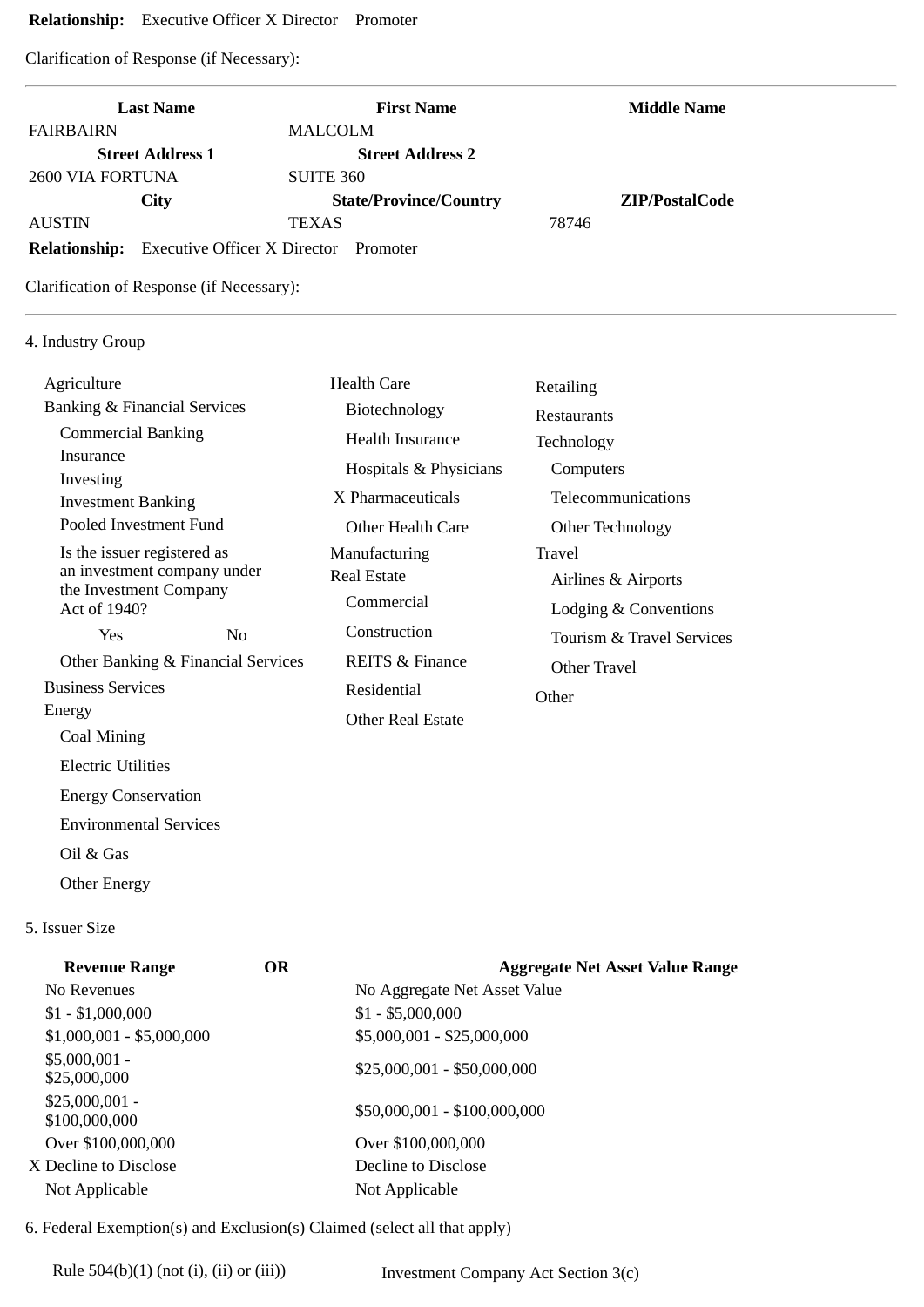**Relationship:** Executive Officer X Director Promoter

Clarification of Response (if Necessary):

---

| Last Name | First Name | Middle Name |
|---|---|---|
| FAIRBAIRN | MALCOLM | |
| **Street Address 1** | **Street Address 2** | |
| 2600 VIA FORTUNA | SUITE 360 | |
| **City** | **State/Province/Country** | **ZIP/PostalCode** |
| AUSTIN | TEXAS | 78746 |

**Relationship:** Executive Officer X Director Promoter

Clarification of Response (if Necessary):

---

4. Industry Group

- Agriculture
- Banking & Financial Services
  - Commercial Banking
  - Insurance
  - Investing
  - Investment Banking
  - Pooled Investment Fund
  - Is the issuer registered as an investment company under the Investment Company Act of 1940?
    - Yes
    - No
  - Other Banking & Financial Services
- Business Services
- Energy
  - Coal Mining
  - Electric Utilities
  - Energy Conservation
  - Environmental Services
  - Oil & Gas
  - Other Energy
- Health Care
  - Biotechnology
  - Health Insurance
  - Hospitals & Physicians
  - X Pharmaceuticals
  - Other Health Care
- Manufacturing
- Real Estate
  - Commercial
  - Construction
  - REITS & Finance
  - Residential
  - Other Real Estate
- Retailing
- Restaurants
- Technology
  - Computers
  - Telecommunications
  - Other Technology
- Travel
  - Airlines & Airports
  - Lodging & Conventions
  - Tourism & Travel Services
  - Other Travel
- Other

5. Issuer Size

| Revenue Range | OR | Aggregate Net Asset Value Range |
|---|---|---|
| No Revenues | | No Aggregate Net Asset Value |
| $1 - $1,000,000 | | $1 - $5,000,000 |
| $1,000,001 - $5,000,000 | | $5,000,001 - $25,000,000 |
| $5,000,001 - $25,000,000 | | $25,000,001 - $50,000,000 |
| $25,000,001 - $100,000,000 | | $50,000,001 - $100,000,000 |
| Over $100,000,000 | | Over $100,000,000 |
| X Decline to Disclose | | Decline to Disclose |
| Not Applicable | | Not Applicable |

6. Federal Exemption(s) and Exclusion(s) Claimed (select all that apply)

Rule 504(b)(1) (not (i), (ii) or (iii)) Investment Company Act Section 3(c)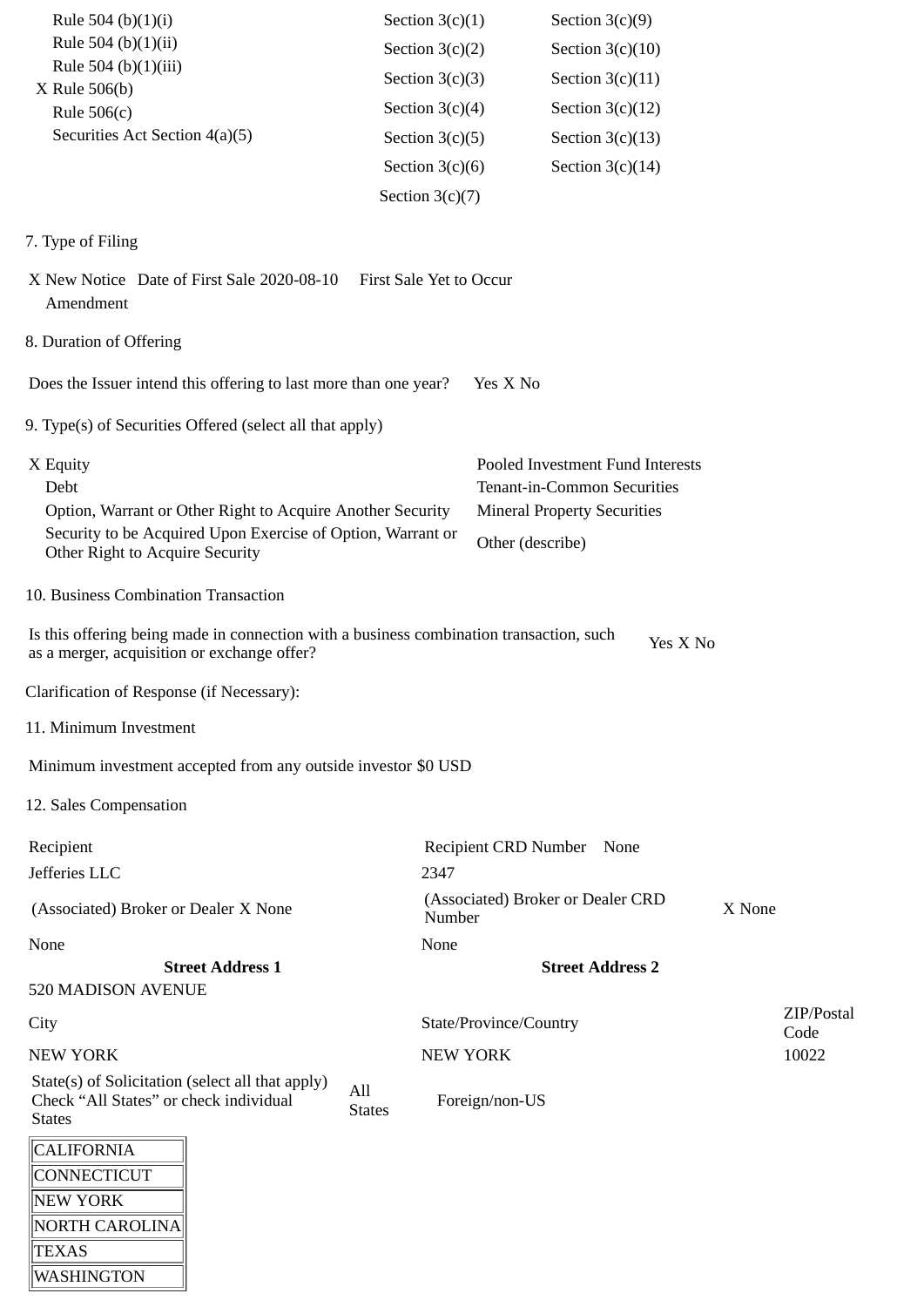| | | |
|---|---|---|
| Rule 504 (b)(1)(i) | Section 3(c)(1) | Section 3(c)(9) |
| Rule 504 (b)(1)(ii) | Section 3(c)(2) | Section 3(c)(10) |
| Rule 504 (b)(1)(iii) | Section 3(c)(3) | Section 3(c)(11) |
| X Rule 506(b) | Section 3(c)(4) | Section 3(c)(12) |
| Rule 506(c) | Section 3(c)(5) | Section 3(c)(13) |
| Securities Act Section 4(a)(5) | Section 3(c)(6) | Section 3(c)(14) |
| | Section 3(c)(7) | |

7. Type of Filing

X New Notice Date of First Sale 2020-08-10 First Sale Yet to Occur
Amendment

8. Duration of Offering

Does the Issuer intend this offering to last more than one year? Yes X No

9. Type(s) of Securities Offered (select all that apply)

| | |
|---|---|
| X Equity | Pooled Investment Fund Interests |
| Debt | Tenant-in-Common Securities |
| Option, Warrant or Other Right to Acquire Another Security | Mineral Property Securities |
| Security to be Acquired Upon Exercise of Option, Warrant or Other Right to Acquire Security | Other (describe) |

10. Business Combination Transaction

Is this offering being made in connection with a business combination transaction, such as a merger, acquisition or exchange offer? Yes X No

Clarification of Response (if Necessary):

11. Minimum Investment

Minimum investment accepted from any outside investor $0 USD

12. Sales Compensation

| Recipient | Recipient CRD Number None | |
|---|---|---|
| Jefferies LLC | 2347 | |
| (Associated) Broker or Dealer X None | (Associated) Broker or Dealer CRD Number | X None |
| None | None | |
| **Street Address 1** | **Street Address 2** | |
| 520 MADISON AVENUE | | |
| City | State/Province/Country | ZIP/Postal Code |
| NEW YORK | NEW YORK | 10022 |

State(s) of Solicitation (select all that apply) Check "All States" or check individual States All States Foreign/non-US

| |
|---|
| CALIFORNIA |
| CONNECTICUT |
| NEW YORK |
| NORTH CAROLINA |
| TEXAS |
| WASHINGTON |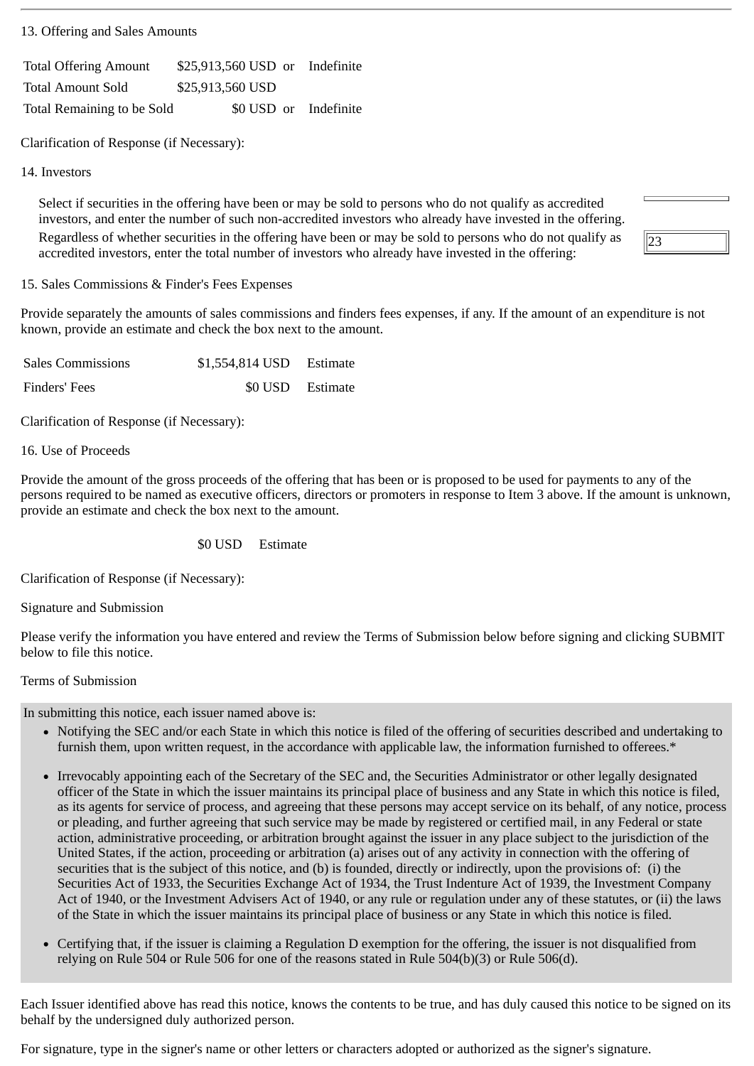13. Offering and Sales Amounts

| | | | |
|---|---|---|---|
| Total Offering Amount | $25,913,560 USD | or | Indefinite |
| Total Amount Sold | $25,913,560 USD | | |
| Total Remaining to be Sold | $0 USD | or | Indefinite |

Clarification of Response (if Necessary):

14. Investors

Select if securities in the offering have been or may be sold to persons who do not qualify as accredited investors, and enter the number of such non-accredited investors who already have invested in the offering.

Regardless of whether securities in the offering have been or may be sold to persons who do not qualify as accredited investors, enter the total number of investors who already have invested in the offering: 23

15. Sales Commissions & Finder's Fees Expenses

Provide separately the amounts of sales commissions and finders fees expenses, if any. If the amount of an expenditure is not known, provide an estimate and check the box next to the amount.

| | | |
|---|---|---|
| Sales Commissions | $1,554,814 USD | Estimate |
| Finders' Fees | $0 USD | Estimate |

Clarification of Response (if Necessary):

16. Use of Proceeds

Provide the amount of the gross proceeds of the offering that has been or is proposed to be used for payments to any of the persons required to be named as executive officers, directors or promoters in response to Item 3 above. If the amount is unknown, provide an estimate and check the box next to the amount.

$0 USD Estimate

Clarification of Response (if Necessary):

Signature and Submission

Please verify the information you have entered and review the Terms of Submission below before signing and clicking SUBMIT below to file this notice.

Terms of Submission

In submitting this notice, each issuer named above is:

- Notifying the SEC and/or each State in which this notice is filed of the offering of securities described and undertaking to furnish them, upon written request, in the accordance with applicable law, the information furnished to offerees.*
- Irrevocably appointing each of the Secretary of the SEC and, the Securities Administrator or other legally designated officer of the State in which the issuer maintains its principal place of business and any State in which this notice is filed, as its agents for service of process, and agreeing that these persons may accept service on its behalf, of any notice, process or pleading, and further agreeing that such service may be made by registered or certified mail, in any Federal or state action, administrative proceeding, or arbitration brought against the issuer in any place subject to the jurisdiction of the United States, if the action, proceeding or arbitration (a) arises out of any activity in connection with the offering of securities that is the subject of this notice, and (b) is founded, directly or indirectly, upon the provisions of: (i) the Securities Act of 1933, the Securities Exchange Act of 1934, the Trust Indenture Act of 1939, the Investment Company Act of 1940, or the Investment Advisers Act of 1940, or any rule or regulation under any of these statutes, or (ii) the laws of the State in which the issuer maintains its principal place of business or any State in which this notice is filed.
- Certifying that, if the issuer is claiming a Regulation D exemption for the offering, the issuer is not disqualified from relying on Rule 504 or Rule 506 for one of the reasons stated in Rule 504(b)(3) or Rule 506(d).

Each Issuer identified above has read this notice, knows the contents to be true, and has duly caused this notice to be signed on its behalf by the undersigned duly authorized person.

For signature, type in the signer's name or other letters or characters adopted or authorized as the signer's signature.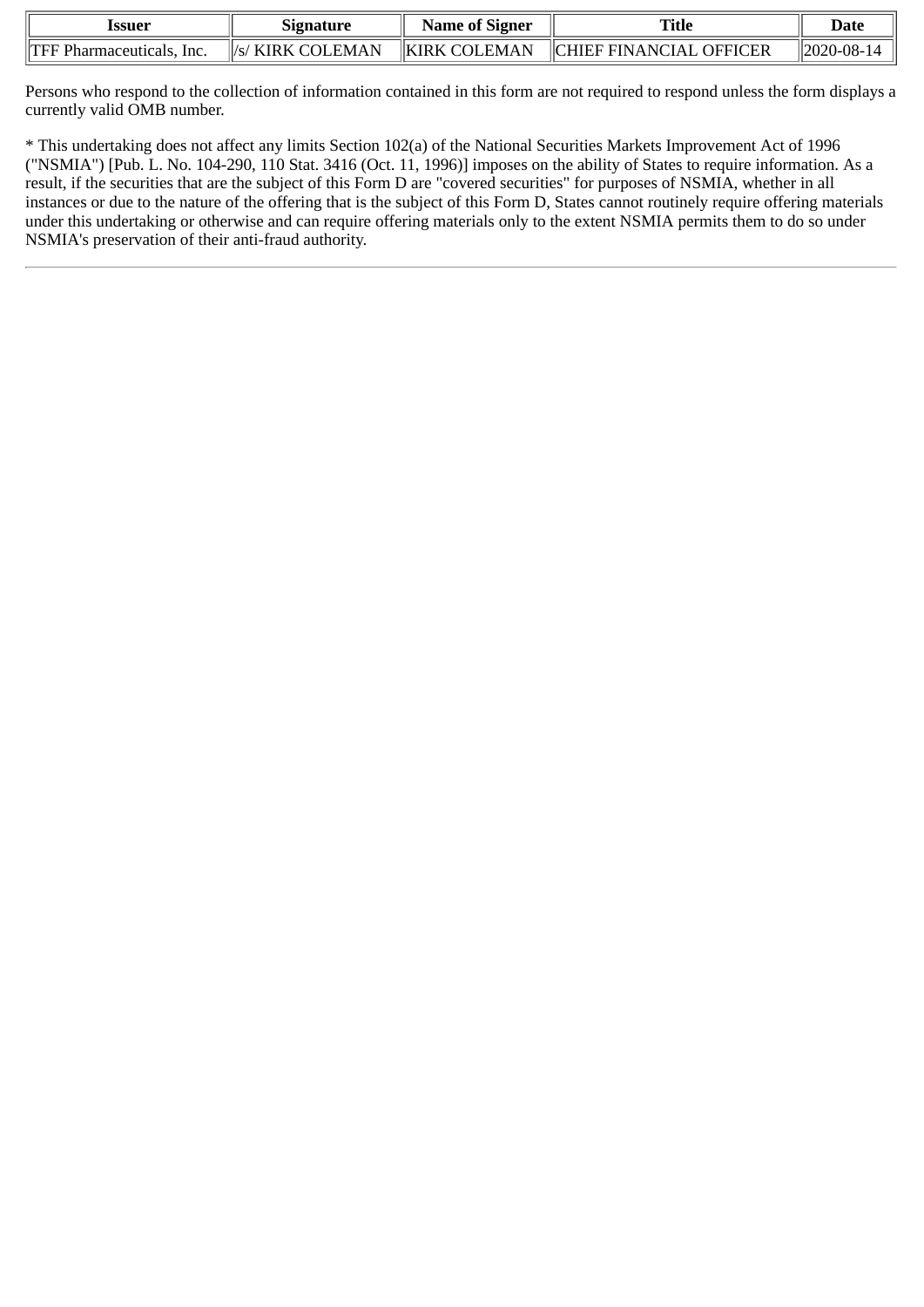| Issuer | Signature | Name of Signer | Title | Date |
|---|---|---|---|---|
| TFF Pharmaceuticals, Inc. | /s/ KIRK COLEMAN | KIRK COLEMAN | CHIEF FINANCIAL OFFICER | 2020-08-14 |

Persons who respond to the collection of information contained in this form are not required to respond unless the form displays a currently valid OMB number.

* This undertaking does not affect any limits Section 102(a) of the National Securities Markets Improvement Act of 1996 ("NSMIA") [Pub. L. No. 104-290, 110 Stat. 3416 (Oct. 11, 1996)] imposes on the ability of States to require information. As a result, if the securities that are the subject of this Form D are "covered securities" for purposes of NSMIA, whether in all instances or due to the nature of the offering that is the subject of this Form D, States cannot routinely require offering materials under this undertaking or otherwise and can require offering materials only to the extent NSMIA permits them to do so under NSMIA's preservation of their anti-fraud authority.